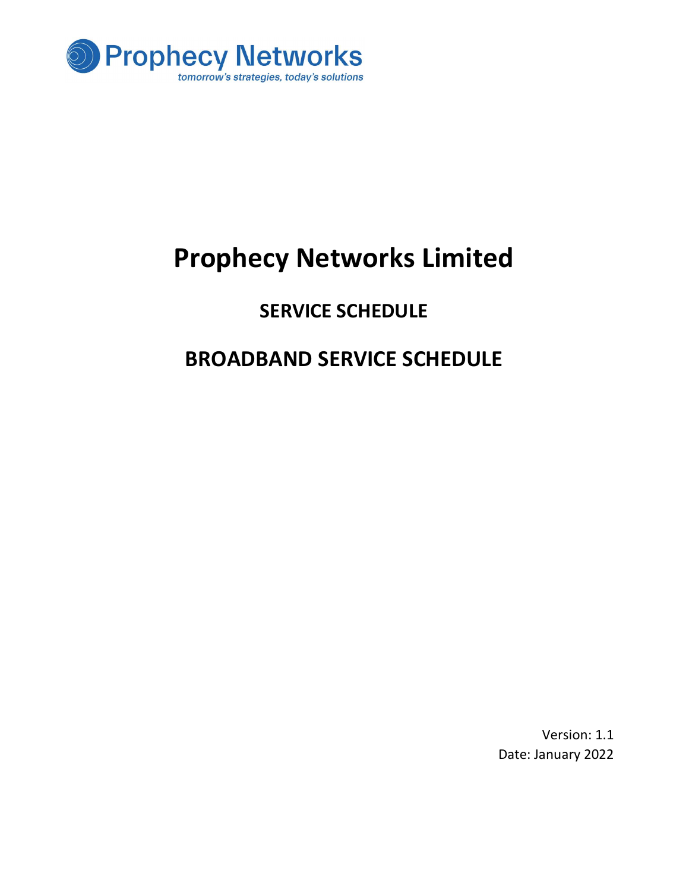Prophecy Networks

*tomorrow's strategies, today's solutions*

# Prophecy Networks Limited

## SERVICE SCHEDULE

## BROADBAND SERVICE SCHEDULE

Version: 1.1

Date: January 2022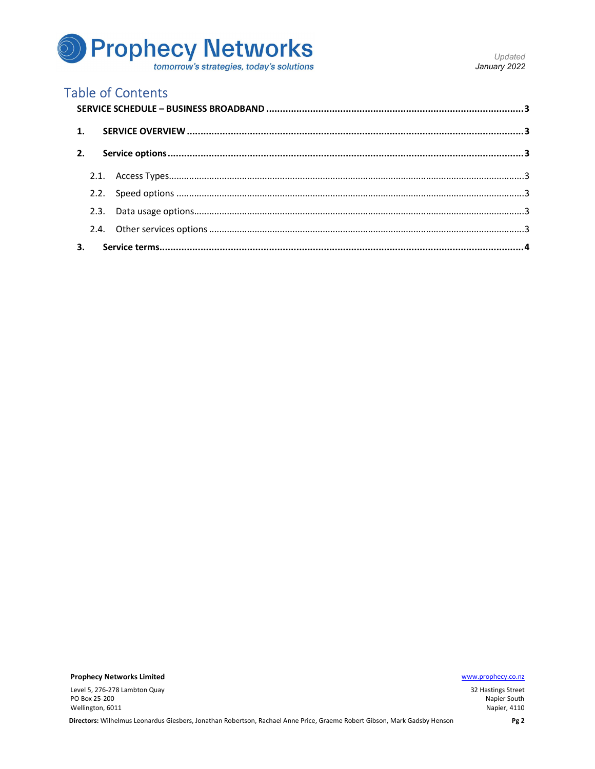# Table of Contents

**SERVICE SCHEDULE – BUSINESS BROADBAND** ..... **3**

**1. SERVICE OVERVIEW** ..... **3**

**2. Service options** ..... **3**

- 2.1. Access Types ..... 3
- 2.2. Speed options ..... 3
- 2.3. Data usage options ..... 3
- 2.4. Other services options ..... 3

**3. Service terms** ..... **4**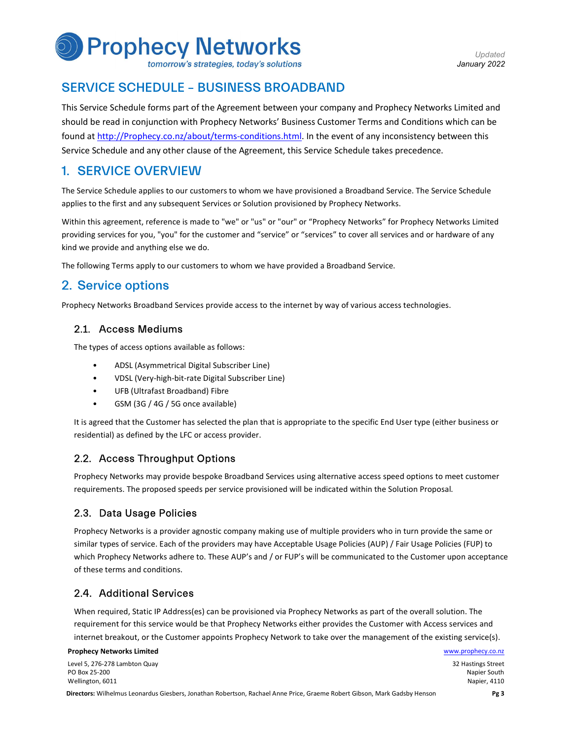# SERVICE SCHEDULE – BUSINESS BROADBAND

This Service Schedule forms part of the Agreement between your company and Prophecy Networks Limited and should be read in conjunction with Prophecy Networks' Business Customer Terms and Conditions which can be found at [http://Prophecy.co.nz/about/terms-conditions.html](http://Prophecy.co.nz/about/terms-conditions.html). In the event of any inconsistency between this Service Schedule and any other clause of the Agreement, this Service Schedule takes precedence.

## 1. SERVICE OVERVIEW

The Service Schedule applies to our customers to whom we have provisioned a Broadband Service. The Service Schedule applies to the first and any subsequent Services or Solution provisioned by Prophecy Networks.

Within this agreement, reference is made to "we" or "us" or "our" or "Prophecy Networks" for Prophecy Networks Limited providing services for you, "you" for the customer and "service" or "services" to cover all services and or hardware of any kind we provide and anything else we do.

The following Terms apply to our customers to whom we have provided a Broadband Service.

## 2. Service options

Prophecy Networks Broadband Services provide access to the internet by way of various access technologies.

### 2.1. Access Mediums

The types of access options available as follows:

- ADSL (Asymmetrical Digital Subscriber Line)
- VDSL (Very-high-bit-rate Digital Subscriber Line)
- UFB (Ultrafast Broadband) Fibre
- GSM (3G / 4G / 5G once available)

It is agreed that the Customer has selected the plan that is appropriate to the specific End User type (either business or residential) as defined by the LFC or access provider.

### 2.2. Access Throughput Options

Prophecy Networks may provide bespoke Broadband Services using alternative access speed options to meet customer requirements. The proposed speeds per service provisioned will be indicated within the Solution Proposal.

### 2.3. Data Usage Policies

Prophecy Networks is a provider agnostic company making use of multiple providers who in turn provide the same or similar types of service. Each of the providers may have Acceptable Usage Policies (AUP) / Fair Usage Policies (FUP) to which Prophecy Networks adhere to. These AUP's and / or FUP's will be communicated to the Customer upon acceptance of these terms and conditions.

### 2.4. Additional Services

When required, Static IP Address(es) can be provisioned via Prophecy Networks as part of the overall solution. The requirement for this service would be that Prophecy Networks either provides the Customer with Access services and internet breakout, or the Customer appoints Prophecy Network to take over the management of the existing service(s).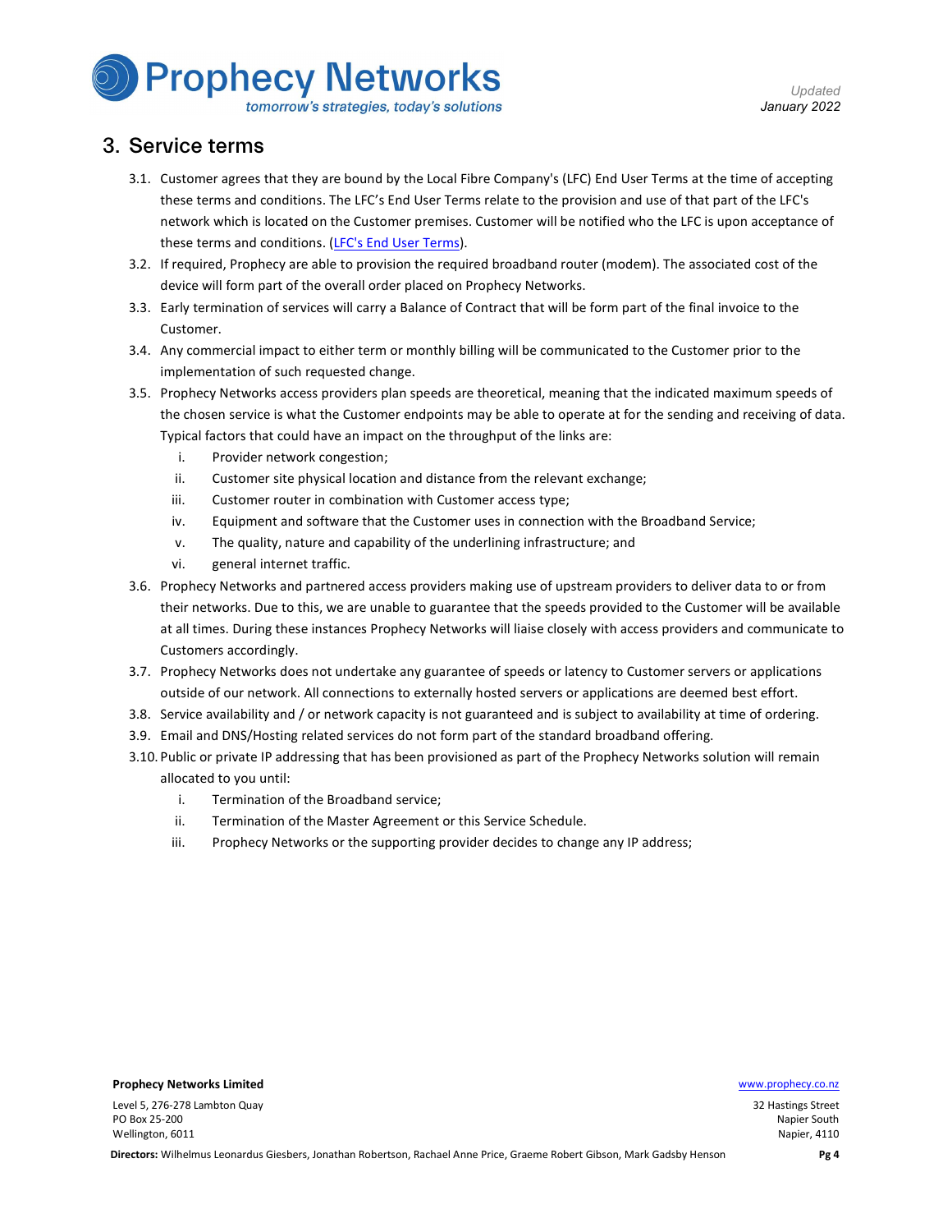## 3. Service terms

3.1. Customer agrees that they are bound by the Local Fibre Company's (LFC) End User Terms at the time of accepting these terms and conditions. The LFC's End User Terms relate to the provision and use of that part of the LFC's network which is located on the Customer premises. Customer will be notified who the LFC is upon acceptance of these terms and conditions. (LFC's End User Terms).

3.2. If required, Prophecy are able to provision the required broadband router (modem). The associated cost of the device will form part of the overall order placed on Prophecy Networks.

3.3. Early termination of services will carry a Balance of Contract that will be form part of the final invoice to the Customer.

3.4. Any commercial impact to either term or monthly billing will be communicated to the Customer prior to the implementation of such requested change.

3.5. Prophecy Networks access providers plan speeds are theoretical, meaning that the indicated maximum speeds of the chosen service is what the Customer endpoints may be able to operate at for the sending and receiving of data. Typical factors that could have an impact on the throughput of the links are:

   i. Provider network congestion;
   ii. Customer site physical location and distance from the relevant exchange;
   iii. Customer router in combination with Customer access type;
   iv. Equipment and software that the Customer uses in connection with the Broadband Service;
   v. The quality, nature and capability of the underlining infrastructure; and
   vi. general internet traffic.

3.6. Prophecy Networks and partnered access providers making use of upstream providers to deliver data to or from their networks. Due to this, we are unable to guarantee that the speeds provided to the Customer will be available at all times. During these instances Prophecy Networks will liaise closely with access providers and communicate to Customers accordingly.

3.7. Prophecy Networks does not undertake any guarantee of speeds or latency to Customer servers or applications outside of our network. All connections to externally hosted servers or applications are deemed best effort.

3.8. Service availability and / or network capacity is not guaranteed and is subject to availability at time of ordering.

3.9. Email and DNS/Hosting related services do not form part of the standard broadband offering.

3.10. Public or private IP addressing that has been provisioned as part of the Prophecy Networks solution will remain allocated to you until:

   i. Termination of the Broadband service;
   ii. Termination of the Master Agreement or this Service Schedule.
   iii. Prophecy Networks or the supporting provider decides to change any IP address;